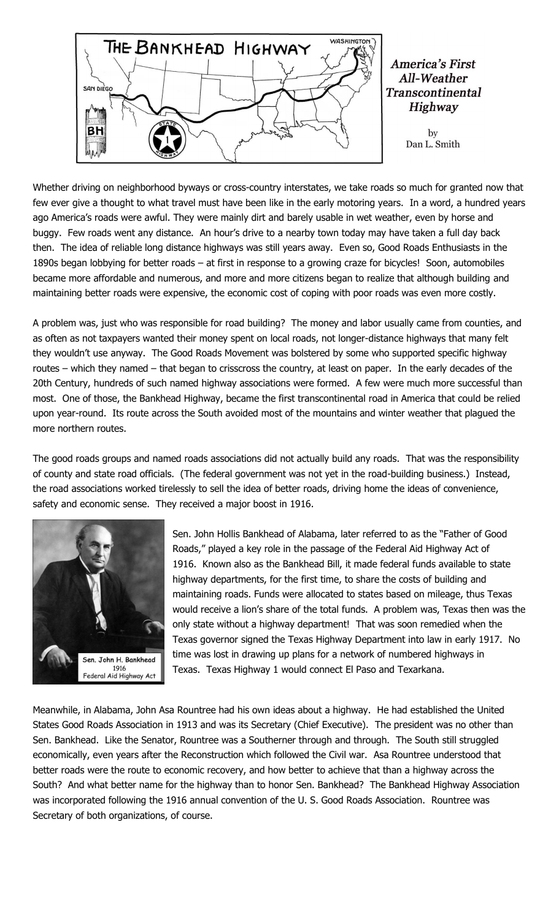# America's First All-Weather Transcontinental Highway

by
Dan L. Smith

Whether driving on neighborhood byways or cross-country interstates, we take roads so much for granted now that few ever give a thought to what travel must have been like in the early motoring years. In a word, a hundred years ago America's roads were awful. They were mainly dirt and barely usable in wet weather, even by horse and buggy. Few roads went any distance. An hour's drive to a nearby town today may have taken a full day back then. The idea of reliable long distance highways was still years away. Even so, Good Roads Enthusiasts in the 1890s began lobbying for better roads – at first in response to a growing craze for bicycles! Soon, automobiles became more affordable and numerous, and more and more citizens began to realize that although building and maintaining better roads were expensive, the economic cost of coping with poor roads was even more costly.

A problem was, just who was responsible for road building? The money and labor usually came from counties, and as often as not taxpayers wanted their money spent on local roads, not longer-distance highways that many felt they wouldn't use anyway. The Good Roads Movement was bolstered by some who supported specific highway routes – which they named – that began to crisscross the country, at least on paper. In the early decades of the 20th Century, hundreds of such named highway associations were formed. A few were much more successful than most. One of those, the Bankhead Highway, became the first transcontinental road in America that could be relied upon year-round. Its route across the South avoided most of the mountains and winter weather that plagued the more northern routes.

The good roads groups and named roads associations did not actually build any roads. That was the responsibility of county and state road officials. (The federal government was not yet in the road-building business.) Instead, the road associations worked tirelessly to sell the idea of better roads, driving home the ideas of convenience, safety and economic sense. They received a major boost in 1916.

Sen. John H. Bankhead
1916
Federal Aid Highway Act

Sen. John Hollis Bankhead of Alabama, later referred to as the "Father of Good Roads," played a key role in the passage of the Federal Aid Highway Act of 1916. Known also as the Bankhead Bill, it made federal funds available to state highway departments, for the first time, to share the costs of building and maintaining roads. Funds were allocated to states based on mileage, thus Texas would receive a lion's share of the total funds. A problem was, Texas then was the only state without a highway department! That was soon remedied when the Texas governor signed the Texas Highway Department into law in early 1917. No time was lost in drawing up plans for a network of numbered highways in Texas. Texas Highway 1 would connect El Paso and Texarkana.

Meanwhile, in Alabama, John Asa Rountree had his own ideas about a highway. He had established the United States Good Roads Association in 1913 and was its Secretary (Chief Executive). The president was no other than Sen. Bankhead. Like the Senator, Rountree was a Southerner through and through. The South still struggled economically, even years after the Reconstruction which followed the Civil war. Asa Rountree understood that better roads were the route to economic recovery, and how better to achieve that than a highway across the South? And what better name for the highway than to honor Sen. Bankhead? The Bankhead Highway Association was incorporated following the 1916 annual convention of the U. S. Good Roads Association. Rountree was Secretary of both organizations, of course.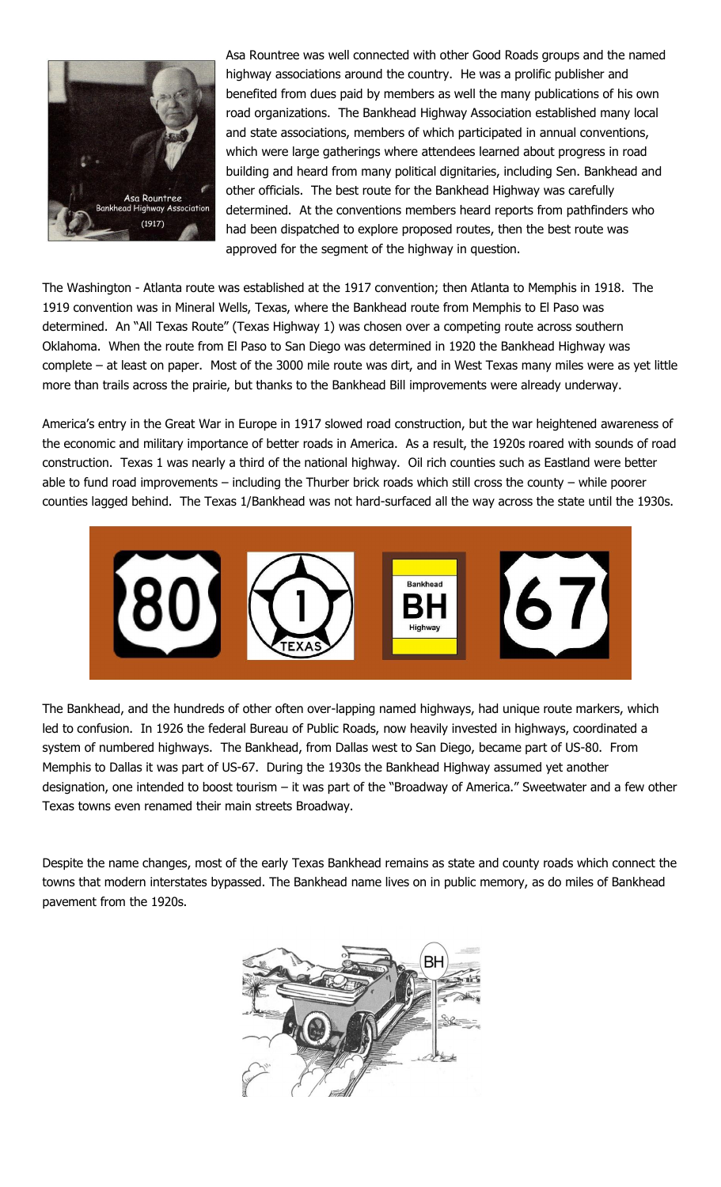Asa Rountree was well connected with other Good Roads groups and the named highway associations around the country. He was a prolific publisher and benefited from dues paid by members as well the many publications of his own road organizations. The Bankhead Highway Association established many local and state associations, members of which participated in annual conventions, which were large gatherings where attendees learned about progress in road building and heard from many political dignitaries, including Sen. Bankhead and other officials. The best route for the Bankhead Highway was carefully determined. At the conventions members heard reports from pathfinders who had been dispatched to explore proposed routes, then the best route was approved for the segment of the highway in question.

The Washington - Atlanta route was established at the 1917 convention; then Atlanta to Memphis in 1918. The 1919 convention was in Mineral Wells, Texas, where the Bankhead route from Memphis to El Paso was determined. An "All Texas Route" (Texas Highway 1) was chosen over a competing route across southern Oklahoma. When the route from El Paso to San Diego was determined in 1920 the Bankhead Highway was complete – at least on paper. Most of the 3000 mile route was dirt, and in West Texas many miles were as yet little more than trails across the prairie, but thanks to the Bankhead Bill improvements were already underway.

America's entry in the Great War in Europe in 1917 slowed road construction, but the war heightened awareness of the economic and military importance of better roads in America. As a result, the 1920s roared with sounds of road construction. Texas 1 was nearly a third of the national highway. Oil rich counties such as Eastland were better able to fund road improvements – including the Thurber brick roads which still cross the county – while poorer counties lagged behind. The Texas 1/Bankhead was not hard-surfaced all the way across the state until the 1930s.

The Bankhead, and the hundreds of other often over-lapping named highways, had unique route markers, which led to confusion. In 1926 the federal Bureau of Public Roads, now heavily invested in highways, coordinated a system of numbered highways. The Bankhead, from Dallas west to San Diego, became part of US-80. From Memphis to Dallas it was part of US-67. During the 1930s the Bankhead Highway assumed yet another designation, one intended to boost tourism – it was part of the "Broadway of America." Sweetwater and a few other Texas towns even renamed their main streets Broadway.

Despite the name changes, most of the early Texas Bankhead remains as state and county roads which connect the towns that modern interstates bypassed. The Bankhead name lives on in public memory, as do miles of Bankhead pavement from the 1920s.